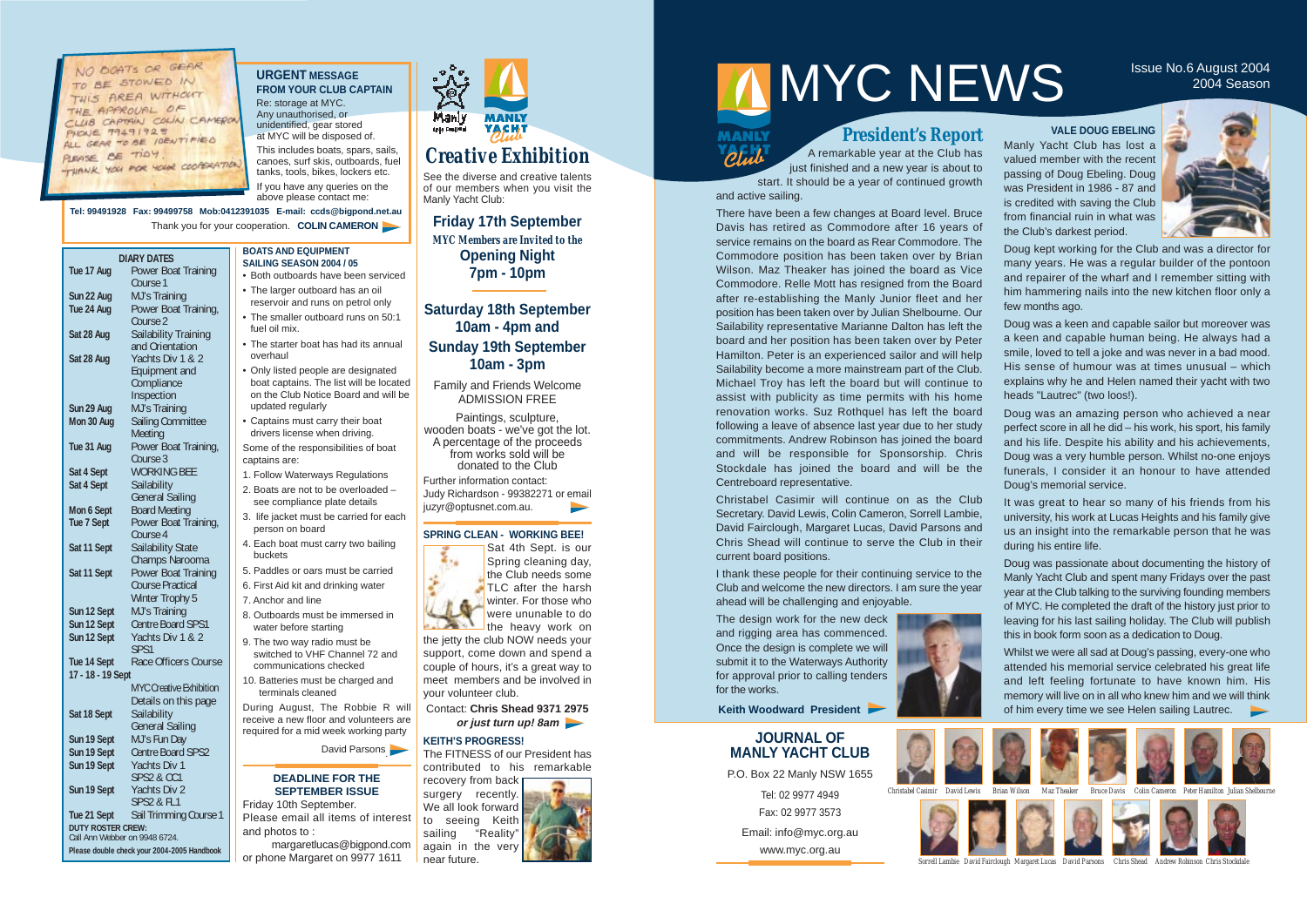NO BOATS OR GEAR TO BE STOWED IN THIS AREA WITHOUT THE APPROVAL OF CLUB CAPTAIN COLIN CAMERON PHONE 99491928 ALL GEAR TO BE IDENTIFIED PLEASE BE TIDY. THANK YOU FOR YOUR COOPERATION.

## URGENT MESSAGE FROM YOUR CLUB CAPTAIN

Re: storage at MYC. Any unauthorised, or unidentified, gear stored at MYC will be disposed of.

This includes boats, spars, sails, canoes, surf skis, outboards, fuel tanks, tools, bikes, lockers etc.

If you have any queries on the above please contact me:

**Tel: 99491928 Fax: 99499758 Mob:0412391035 E-mail: ccds@bigpond.net.au**

Thank you for your cooperation. **COLIN CAMERON**

## DIARY DATES

| | |
|---|---|
| Tue 17 Aug | Power Boat Training Course 1 |
| Sun 22 Aug | MJ's Training |
| Tue 24 Aug | Power Boat Training, Course 2 |
| Sat 28 Aug | Sailability Training and Orientation |
| Sat 28 Aug | Yachts Div 1 & 2 Equipment and Compliance Inspection |
| Sun 29 Aug | MJ's Training |
| Mon 30 Aug | Sailing Committee Meeting |
| Tue 31 Aug | Power Boat Training, Course 3 |
| Sat 4 Sept | WORKING BEE |
| Sat 4 Sept | Sailability General Sailing |
| Mon 6 Sept | Board Meeting |
| Tue 7 Sept | Power Boat Training, Course 4 |
| Sat 11 Sept | Sailability State Champs Narooma |
| Sat 11 Sept | Power Boat Training Course Practical Winter Trophy 5 |
| Sun 12 Sept | MJ's Training |
| Sun 12 Sept | Centre Board SPS1 |
| Sun 12 Sept | Yachts Div 1 & 2 SPS1 |
| Tue 14 Sept | Race Officers Course |
| 17 - 18 - 19 Sept | MYC Creative Exhibition Details on this page |
| Sat 18 Sept | Sailability General Sailing |
| Sun 19 Sept | MJ's Fun Day |
| Sun 19 Sept | Centre Board SPS2 |
| Sun 19 Sept | Yachts Div 1 SPS2 & CC1 |
| Sun 19 Sept | Yachts Div 2 SPS2 & FL1 |
| Tue 21 Sept | Sail Trimming Course 1 |

**DUTY ROSTER CREW:** Call Ann Webber on 9948 6724.

**Please double check your 2004-2005 Handbook**

## BOATS AND EQUIPMENT SAILING SEASON 2004 / 05

- Both outboards have been serviced
- The larger outboard has an oil reservoir and runs on petrol only
- The smaller outboard runs on 50:1 fuel oil mix.
- The starter boat has had its annual overhaul
- Only listed people are designated boat captains. The list will be located on the Club Notice Board and will be updated regularly
- Captains must carry their boat drivers license when driving.

Some of the responsibilities of boat captains are:

1. Follow Waterways Regulations
2. Boats are not to be overloaded – see compliance plate details
3. life jacket must be carried for each person on board
4. Each boat must carry two bailing buckets
5. Paddles or oars must be carried
6. First Aid kit and drinking water
7. Anchor and line
8. Outboards must be immersed in water before starting
9. The two way radio must be switched to VHF Channel 72 and communications checked
10. Batteries must be charged and terminals cleaned

During August, The Robbie R will receive a new floor and volunteers are required for a mid week working party

David Parsons

## DEADLINE FOR THE SEPTEMBER ISSUE

Friday 10th September.
Please email all items of interest and photos to :
margaretlucas@bigpond.com
or phone Margaret on 9977 1611

## Creative Exhibition

See the diverse and creative talents of our members when you visit the Manly Yacht Club:

**Friday 17th September**
*MYC Members are Invited to the*
**Opening Night**
**7pm - 10pm**

**Saturday 18th September 10am - 4pm and**
**Sunday 19th September 10am - 3pm**

Family and Friends Welcome
ADMISSION FREE

Paintings, sculpture, wooden boats - we've got the lot. A percentage of the proceeds from works sold will be donated to the Club

Further information contact:
Judy Richardson - 99382271 or email juzyr@optusnet.com.au.

## SPRING CLEAN - WORKING BEE!

Sat 4th Sept. is our Spring cleaning day, the Club needs some TLC after the harsh winter. For those who were unable to do the heavy work on the jetty the club NOW needs your support, come down and spend a couple of hours, it's a great way to meet members and be involved in your volunteer club.

Contact: **Chris Shead 9371 2975** ***or just turn up! 8am***

## KEITH'S PROGRESS!

The FITNESS of our President has contributed to his remarkable recovery from back surgery recently. We all look forward to seeing Keith sailing "Reality" again in the very near future.

# MYC NEWS

Issue No.6 August 2004
2004 Season

## President's Report

A remarkable year at the Club has just finished and a new year is about to start. It should be a year of continued growth and active sailing.

There have been a few changes at Board level. Bruce Davis has retired as Commodore after 16 years of service remains on the board as Rear Commodore. The Commodore position has been taken over by Brian Wilson. Maz Theaker has joined the board as Vice Commodore. Relle Mott has resigned from the Board after re-establishing the Manly Junior fleet and her position has been taken over by Julian Shelbourne. Our Sailability representative Marianne Dalton has left the board and her position has been taken over by Peter Hamilton. Peter is an experienced sailor and will help Sailability become a more mainstream part of the Club. Michael Troy has left the board but will continue to assist with publicity as time permits with his home renovation works. Suz Rothquel has left the board following a leave of absence last year due to her study commitments. Andrew Robinson has joined the board and will be responsible for Sponsorship. Chris Stockdale has joined the board and will be the Centreboard representative.

Christabel Casimir will continue on as the Club Secretary. David Lewis, Colin Cameron, Sorrell Lambie, David Fairclough, Margaret Lucas, David Parsons and Chris Shead will continue to serve the Club in their current board positions.

I thank these people for their continuing service to the Club and welcome the new directors. I am sure the year ahead will be challenging and enjoyable.

The design work for the new deck and rigging area has commenced. Once the design is complete we will submit it to the Waterways Authority for approval prior to calling tenders for the works.

**Keith Woodward President**

## VALE DOUG EBELING

Manly Yacht Club has lost a valued member with the recent passing of Doug Ebeling. Doug was President in 1986 - 87 and is credited with saving the Club from financial ruin in what was the Club's darkest period.

Doug kept working for the Club and was a director for many years. He was a regular builder of the pontoon and repairer of the wharf and I remember sitting with him hammering nails into the new kitchen floor only a few months ago.

Doug was a keen and capable sailor but moreover was a keen and capable human being. He always had a smile, loved to tell a joke and was never in a bad mood. His sense of humour was at times unusual – which explains why he and Helen named their yacht with two heads "Lautrec" (two loos!).

Doug was an amazing person who achieved a near perfect score in all he did – his work, his sport, his family and his life. Despite his ability and his achievements, Doug was a very humble person. Whilst no-one enjoys funerals, I consider it an honour to have attended Doug's memorial service.

It was great to hear so many of his friends from his university, his work at Lucas Heights and his family give us an insight into the remarkable person that he was during his entire life.

Doug was passionate about documenting the history of Manly Yacht Club and spent many Fridays over the past year at the Club talking to the surviving founding members of MYC. He completed the draft of the history just prior to leaving for his last sailing holiday. The Club will publish this in book form soon as a dedication to Doug.

Whilst we were all sad at Doug's passing, every-one who attended his memorial service celebrated his great life and left feeling fortunate to have known him. His memory will live on in all who knew him and we will think of him every time we see Helen sailing Lautrec.

## JOURNAL OF MANLY YACHT CLUB

P.O. Box 22 Manly NSW 1655
Tel: 02 9977 4949
Fax: 02 9977 3573
Email: info@myc.org.au
www.myc.org.au

Christabel Casimir, David Lewis, Brian Wilson, Maz Theaker, Bruce Davis, Colin Cameron, Peter Hamilton, Julian Shelbourne

Sorrell Lambie, David Fairclough, Margaret Lucas, David Parsons, Chris Shead, Andrew Robinson, Chris Stockdale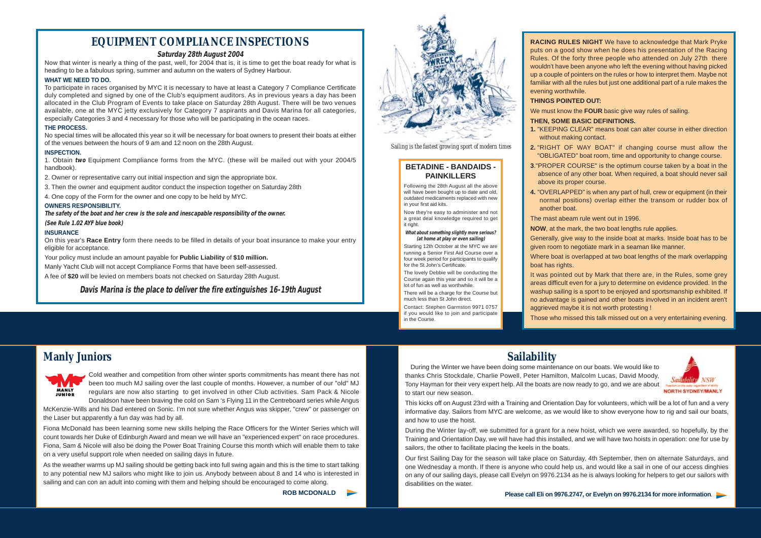# EQUIPMENT COMPLIANCE INSPECTIONS

***Saturday 28th August 2004***

Now that winter is nearly a thing of the past, well, for 2004 that is, it is time to get the boat ready for what is heading to be a fabulous spring, summer and autumn on the waters of Sydney Harbour.

**WHAT WE NEED TO DO.**

To participate in races organised by MYC it is necessary to have at least a Category 7 Compliance Certificate duly completed and signed by one of the Club's equipment auditors. As in previous years a day has been allocated in the Club Program of Events to take place on Saturday 28th August. There will be two venues available, one at the MYC jetty exclusively for Category 7 aspirants and Davis Marina for all categories, especially Categories 3 and 4 necessary for those who will be participating in the ocean races.

**THE PROCESS.**

No special times will be allocated this year so it will be necessary for boat owners to present their boats at either of the venues between the hours of 9 am and 12 noon on the 28th August.

**INSPECTION.**

1. Obtain ***two*** Equipment Compliance forms from the MYC. (these will be mailed out with your 2004/5 handbook).
2. Owner or representative carry out initial inspection and sign the appropriate box.
3. Then the owner and equipment auditor conduct the inspection together on Saturday 28th
4. One copy of the Form for the owner and one copy to be held by MYC.

**OWNERS RESPONSIBILITY.**

***The safety of the boat and her crew is the sole and inescapable responsibility of the owner.***

***(See Rule 1.02 AYF blue book)***

**INSURANCE**

On this year's **Race Entry** form there needs to be filled in details of your boat insurance to make your entry eligible for acceptance.

Your policy must include an amount payable for **Public Liability** of **$10 million.**

Manly Yacht Club will not accept Compliance Forms that have been self-assessed.

A fee of **$20** will be levied on members boats not checked on Saturday 28th August.

***Davis Marina is the place to deliver the fire extinguishes 16-19th August***

*Sailing is the fastest growing sport of modern times*

## BETADINE - BANDAIDS - PAINKILLERS

Following the 28th August all the above will have been bought up to date and old, outdated medicaments replaced with new in your first aid kits.

Now they're easy to administer and not a great deal knowledge required to get it right.

***What about something slightly more serious? (at home at play or even sailing)***

Starting 12th October at the MYC we are running a Senior First Aid Course over a four week period for participants to qualify for the St John's Certificate.

The lovely Debbie will be conducting the Course again this year and so it will be a lot of fun as well as worthwhile.

There will be a charge for the Course but much less than St John direct.

Contact: Stephen Garmston 9971 0757 if you would like to join and participate in the Course.

**RACING RULES NIGHT** We have to acknowledge that Mark Pryke puts on a good show when he does his presentation of the Racing Rules. Of the forty three people who attended on July 27th there wouldn't have been anyone who left the evening without having picked up a couple of pointers on the rules or how to interpret them. Maybe not familiar with all the rules but just one additional part of a rule makes the evening worthwhile.

**THINGS POINTED OUT:**

We must know the **FOUR** basic give way rules of sailing.

**THEN, SOME BASIC DEFINITIONS.**

1. "KEEPING CLEAR" means boat can alter course in either direction without making contact.
2. "RIGHT OF WAY BOAT" if changing course must allow the "OBLIGATED" boat room, time and opportunity to change course.
3. "PROPER COURSE" is the optimum course taken by a boat in the absence of any other boat. When required, a boat should never sail above its proper course.
4. "OVERLAPPED" is when any part of hull, crew or equipment (in their normal positions) overlap either the transom or rudder box of another boat.

The mast abeam rule went out in 1996.

**NOW**, at the mark, the two boat lengths rule applies.

Generally, give way to the inside boat at marks. Inside boat has to be given room to negotiate mark in a seaman like manner.

Where boat is overlapped at two boat lengths of the mark overlapping boat has rights.

It was pointed out by Mark that there are, in the Rules, some grey areas difficult even for a jury to determine on evidence provided. In the washup sailing is a sport to be enjoyed and sportsmanship exhibited. If no advantage is gained and other boats involved in an incident aren't aggrieved maybe it is not worth protesting !

Those who missed this talk missed out on a very entertaining evening.

# Manly Juniors

Cold weather and competition from other winter sports commitments has meant there has not been too much MJ sailing over the last couple of months. However, a number of our "old" MJ regulars are now also starting to get involved in other Club activities. Sam Pack & Nicole Donaldson have been braving the cold on Sam 's Flying 11 in the Centreboard series while Angus McKenzie-Wills and his Dad entered on Sonic. I'm not sure whether Angus was skipper, "crew" or passenger on the Laser but apparently a fun day was had by all.

Fiona McDonald has been learning some new skills helping the Race Officers for the Winter Series which will count towards her Duke of Edinburgh Award and mean we will have an "experienced expert" on race procedures. Fiona, Sam & Nicole will also be doing the Power Boat Training Course this month which will enable them to take on a very useful support role when needed on sailing days in future.

As the weather warms up MJ sailing should be getting back into full swing again and this is the time to start talking to any potential new MJ sailors who might like to join us. Anybody between about 8 and 14 who is interested in sailing and can con an adult into coming with them and helping should be encouraged to come along.

**ROB MCDONALD**

# Sailability

During the Winter we have been doing some maintenance on our boats. We would like to thanks Chris Stockdale, Charlie Powell, Peter Hamilton, Malcolm Lucas, David Moody, Tony Hayman for their very expert help. All the boats are now ready to go, and we are about to start our new season.

This kicks off on August 23rd with a Training and Orientation Day for volunteers, which will be a lot of fun and a very informative day. Sailors from MYC are welcome, as we would like to show everyone how to rig and sail our boats, and how to use the hoist.

During the Winter lay-off, we submitted for a grant for a new hoist, which we were awarded, so hopefully, by the Training and Orientation Day, we will have had this installed, and we will have two hoists in operation: one for use by sailors, the other to facilitate placing the keels in the boats.

Our first Sailing Day for the season will take place on Saturday, 4th September, then on alternate Saturdays, and one Wednesday a month. If there is anyone who could help us, and would like a sail in one of our access dinghies on any of our sailing days, please call Evelyn on 9976.2134 as he is always looking for helpers to get our sailors with disabilities on the water.

**Please call Eli on 9976.2747, or Evelyn on 9976.2134 for more information**.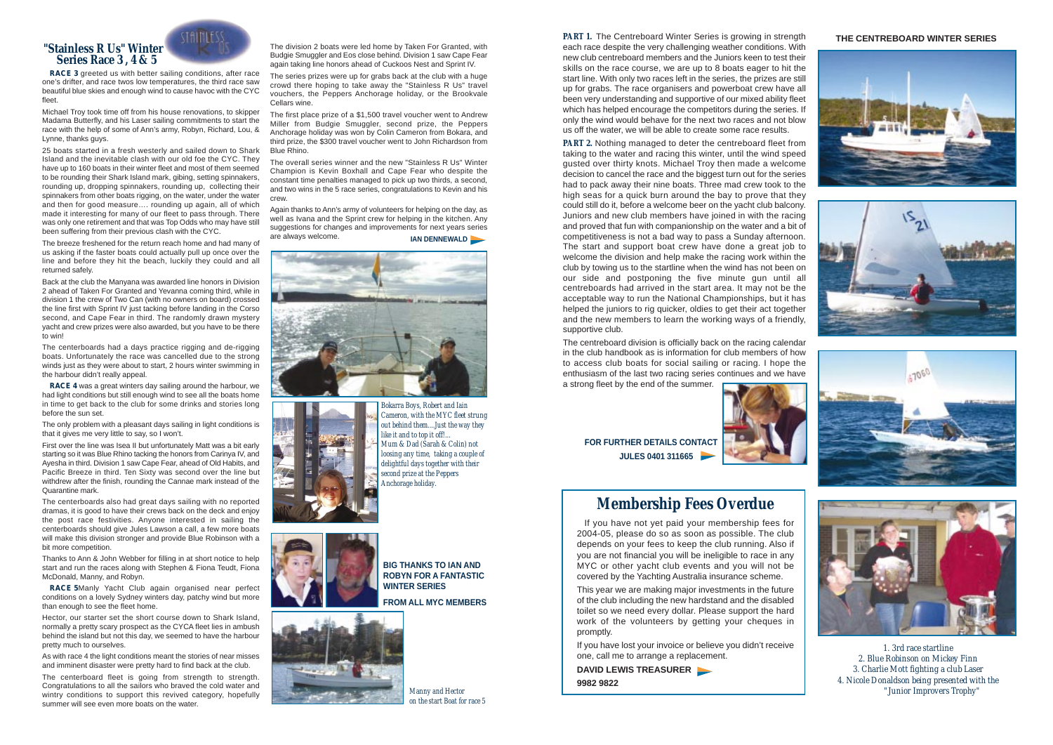## "Stainless R Us" Winter Series Race 3 , 4 & 5

**RACE 3** greeted us with better sailing conditions, after race one's drifter, and race twos low temperatures, the third race saw beautiful blue skies and enough wind to cause havoc with the CYC fleet.

Michael Troy took time off from his house renovations, to skipper Madama Butterfly, and his Laser sailing commitments to start the race with the help of some of Ann's army, Robyn, Richard, Lou, & Lynne, thanks guys.

25 boats started in a fresh westerly and sailed down to Shark Island and the inevitable clash with our old foe the CYC. They have up to 160 boats in their winter fleet and most of them seemed to be rounding their Shark Island mark, gibing, setting spinnakers, rounding up, dropping spinnakers, rounding up, collecting their spinnakers from other boats rigging, on the water, under the water and then for good measure.... rounding up again, all of which made it interesting for many of our fleet to pass through. There was only one retirement and that was Top Odds who may have still been suffering from their previous clash with the CYC.

The breeze freshened for the return reach home and had many of us asking if the faster boats could actually pull up once over the line and before they hit the beach, luckily they could and all returned safely.

Back at the club the Manyana was awarded line honors in Division 2 ahead of Taken For Granted and Yevanna coming third, while in division 1 the crew of Two Can (with no owners on board) crossed the line first with Sprint IV just tacking before landing in the Corso second, and Cape Fear in third. The randomly drawn mystery yacht and crew prizes were also awarded, but you have to be there to win!

The centerboards had a days practice rigging and de-rigging boats. Unfortunately the race was cancelled due to the strong winds just as they were about to start, 2 hours winter swimming in the harbour didn't really appeal.

**RACE 4** was a great winters day sailing around the harbour, we had light conditions but still enough wind to see all the boats home in time to get back to the club for some drinks and stories long before the sun set.

The only problem with a pleasant days sailing in light conditions is that it gives me very little to say, so I won't.

First over the line was Isea II but unfortunately Matt was a bit early starting so it was Blue Rhino taking the honors from Carinya IV, and Ayesha in third. Division 1 saw Cape Fear, ahead of Old Habits, and Pacific Breeze in third. Ten Sixty was second over the line but withdrew after the finish, rounding the Cannae mark instead of the Quarantine mark.

The centerboards also had great days sailing with no reported dramas, it is good to have their crews back on the deck and enjoy the post race festivities. Anyone interested in sailing the centerboards should give Jules Lawson a call, a few more boats will make this division stronger and provide Blue Robinson with a bit more competition.

Thanks to Ann & John Webber for filling in at short notice to help start and run the races along with Stephen & Fiona Teudt, Fiona McDonald, Manny, and Robyn.

**RACE 5** Manly Yacht Club again organised near perfect conditions on a lovely Sydney winters day, patchy wind but more than enough to see the fleet home.

Hector, our starter set the short course down to Shark Island, normally a pretty scary prospect as the CYCA fleet lies in ambush behind the island but not this day, we seemed to have the harbour pretty much to ourselves.

As with race 4 the light conditions meant the stories of near misses and imminent disaster were pretty hard to find back at the club.

The centerboard fleet is going from strength to strength. Congratulations to all the sailors who braved the cold water and wintry conditions to support this revived category, hopefully summer will see even more boats on the water.

The division 2 boats were led home by Taken For Granted, with Budgie Smuggler and Eos close behind. Division 1 saw Cape Fear again taking line honors ahead of Cuckoos Nest and Sprint IV.

The series prizes were up for grabs back at the club with a huge crowd there hoping to take away the "Stainless R Us" travel vouchers, the Peppers Anchorage holiday, or the Brookvale Cellars wine.

The first place prize of a $1,500 travel voucher went to Andrew Miller from Budgie Smuggler, second prize, the Peppers Anchorage holiday was won by Colin Cameron from Bokara, and third prize, the $300 travel voucher went to John Richardson from Blue Rhino.

The overall series winner and the new "Stainless R Us" Winter Champion is Kevin Boxhall and Cape Fear who despite the constant time penalties managed to pick up two thirds, a second, and two wins in the 5 race series, congratulations to Kevin and his crew.

Again thanks to Ann's army of volunteers for helping on the day, as well as Ivana and the Sprint crew for helping in the kitchen. Any suggestions for changes and improvements for next years series are always welcome.

**IAN DENNEWALD**

*Bokarra Boys, Robert and Iain Cameron, with the MYC fleet strung out behind them....Just the way they like it and to top it off!... Mum & Dad (Sarah & Colin) not loosing any time, taking a couple of delightful days together with their second prize at the Peppers Anchorage holiday.*

**BIG THANKS TO IAN AND ROBYN FOR A FANTASTIC WINTER SERIES**

**FROM ALL MYC MEMBERS**

*Manny and Hector on the start Boat for race 5*

## THE CENTREBOARD WINTER SERIES

***PART 1.*** The Centreboard Winter Series is growing in strength each race despite the very challenging weather conditions. With new club centreboard members and the Juniors keen to test their skills on the race course, we are up to 8 boats eager to hit the start line. With only two races left in the series, the prizes are still up for grabs. The race organisers and powerboat crew have all been very understanding and supportive of our mixed ability fleet which has helped encourage the competitors during the series. If only the wind would behave for the next two races and not blow us off the water, we will be able to create some race results.

***PART 2.*** Nothing managed to deter the centreboard fleet from taking to the water and racing this winter, until the wind speed gusted over thirty knots. Michael Troy then made a welcome decision to cancel the race and the biggest turn out for the series had to pack away their nine boats. Three mad crew took to the high seas for a quick burn around the bay to prove that they could still do it, before a welcome beer on the yacht club balcony. Juniors and new club members have joined in with the racing and proved that fun with companionship on the water and a bit of competitiveness is not a bad way to pass a Sunday afternoon. The start and support boat crew have done a great job to welcome the division and help make the racing work within the club by towing us to the startline when the wind has not been on our side and postponing the five minute gun until all centreboards had arrived in the start area. It may not be the acceptable way to run the National Championships, but it has helped the juniors to rig quicker, oldies to get their act together and the new members to learn the working ways of a friendly, supportive club.

The centreboard division is officially back on the racing calendar in the club handbook as is information for club members of how to access club boats for social sailing or racing. I hope the enthusiasm of the last two racing series continues and we have a strong fleet by the end of the summer.

**FOR FURTHER DETAILS CONTACT JULES 0401 311665**

*1. 3rd race startline*
*2. Blue Robinson on Mickey Finn*
*3. Charlie Mott fighting a club Laser*
*4. Nicole Donaldson being presented with the "Junior Improvers Trophy"*

## Membership Fees Overdue

If you have not yet paid your membership fees for 2004-05, please do so as soon as possible. The club depends on your fees to keep the club running. Also if you are not financial you will be ineligible to race in any MYC or other yacht club events and you will not be covered by the Yachting Australia insurance scheme.

This year we are making major investments in the future of the club including the new hardstand and the disabled toilet so we need every dollar. Please support the hard work of the volunteers by getting your cheques in promptly.

If you have lost your invoice or believe you didn't receive one, call me to arrange a replacement.

**DAVID LEWIS TREASURER**
**9982 9822**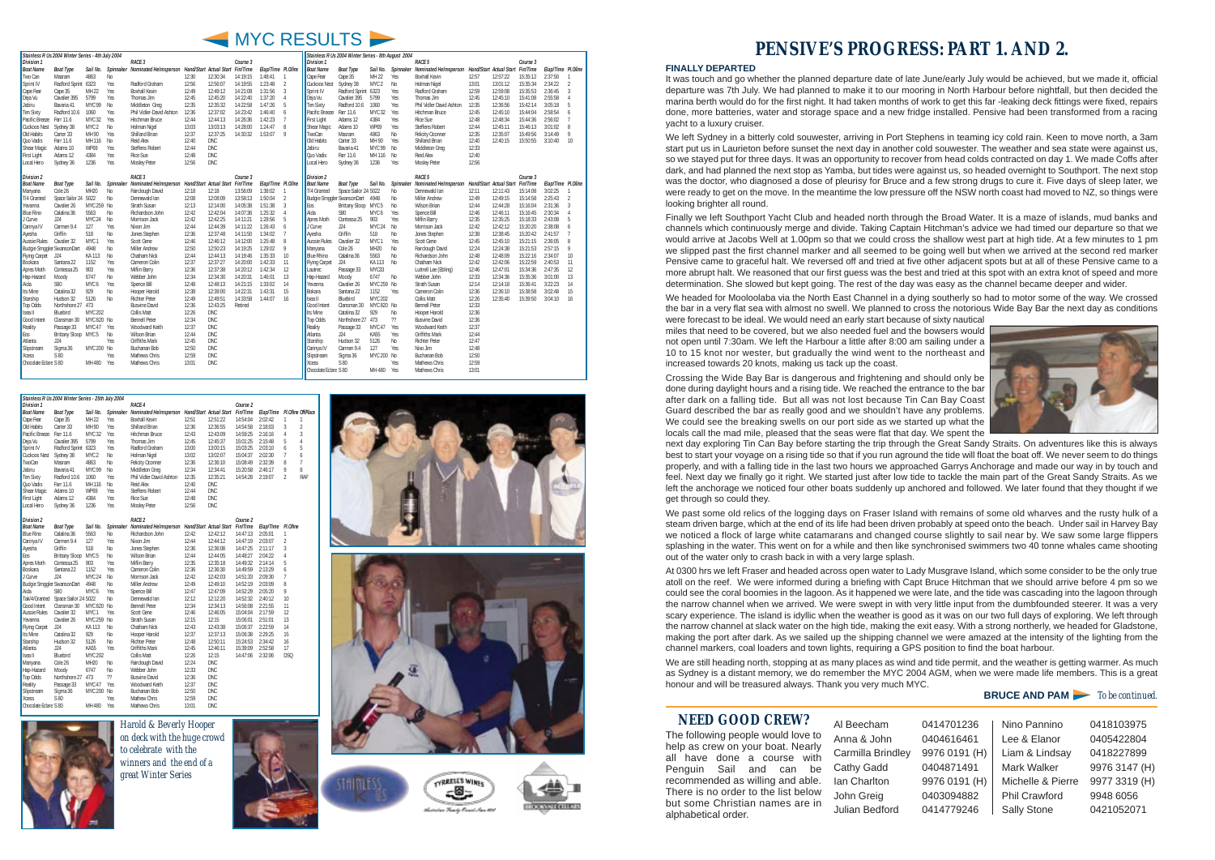# MYC RESULTS

## Stainless R Us 2004 Winter Series - 4th July 2004

### Division 1 — RACE 3 — Course 3

| Boat Name | Boat Type | Sail No. | Spinnaker | Nominated Helmsperson | Hand/Start | Actual Start | Fin/Time | Elap/Time | Pl.Oline |
|---|---|---|---|---|---|---|---|---|---|
| Two Can | Masram | 4863 | No | | 12:30 | 12:30:34 | 14:19:15 | 1:48:41 | 1 |
| Sprint IV | Radford Sprint | 6323 | Yes | Radford Graham | 12:56 | 12:56:07 | 14:19:55 | 1:23:48 | 2 |
| Cape Fear | Cape 35 | MH 22 | Yes | Boxhall Kevin | 12:49 | 12:49:12 | 14:21:08 | 1:31:56 | 3 |
| Deja Vu | Cavalier 395 | 5799 | Yes | Thomas Jim | 12:45 | 12:45:20 | 14:22:40 | 1:37:20 | 4 |
| Jabiru | Bavaria 41 | MYC 99 | No | Middleton Greg | 12:35 | 12:35:32 | 14:22:58 | 1:47:26 | 5 |
| Ten Sixty | Radford 10.6 | 1060 | Yes | Phil Vidler David Ashton | 12:36 | 12:37:02 | 14:23:42 | 1:46:40 | 6 |
| Pacific Breeze | Farr 11.6 | MYC 32 | Yes | Hitchman Bruce | 12:44 | 12:44:13 | 14:26:36 | 1:42:23 | 7 |
| Cuckoos Nest | Sydney 38 | MYC 2 | No | Holman Nigel | 13:03 | 13:03:13 | 14:28:00 | 1:24:47 | 8 |
| Old Habits | Carter 33 | MH 90 | Yes | Shilland Brian | 12:37 | 12:37:25 | 14:30:32 | 1:53:07 | 9 |
| Quo Vadis | Farr 11.6 | MH 116 | No | Reid Alex | 12:40 | DNC | | | |
| Shear Magic | Adams 10 | WP69 | Yes | Steffens Robert | 12:44 | DNC | | | |
| First Light | Adams 12 | 4384 | Yes | Rice Sue | 12:48 | DNC | | | |
| Local Hero | Sydney 36 | 1236 | Yes | Mosley Peter | 12:56 | DNC | | | |

### Division 2 — RACE 3 — Course 3

| Boat Name | Boat Type | Sail No. | Spinnaker | Nominated Helmsperson | Hand/Start | Actual Start | Fin/Time | Elap/Time | Pl.Oline |
|---|---|---|---|---|---|---|---|---|---|
| Maryana | Cole 26 | MH20 | No | Fairclough David | 12:18 | 12:18 | 13:56:09 | 1:38:02 | 1 |
| T/4 Granted | Space Sailor 24 | 5022 | No | Dennewald Ian | 12:08 | 12:08:09 | 13:58:13 | 1:50:04 | 2 |
| Yevanna | Cavalier 26 | MYC 259 | No | Strath Susan | 12:13 | 12:14:00 | 14:05:38 | 1:51:38 | 3 |
| Blue Rhino | Catalina 36 | 5563 | No | Richardson John | 12:42 | 12:42:04 | 14:07:36 | 1:25:32 | 4 |
| J Curve | J24 | MYC 24 | No | Morrison Jack | 12:42 | 12:42:25 | 14:11:21 | 1:28:56 | 5 |
| Carinya IV | Carmen 9.4 | 127 | Yes | Nixon Jim | 12:44 | 12:44:39 | 14:11:22 | 1:26:43 | 6 |
| Ayesha | Griffin | 518 | No | Jones Stephen | 12:36 | 12:37:48 | 14:11:50 | 1:34:02 | 7 |
| Aussie Rules | Cavalier 32 | MYC 1 | Yes | Scott Gene | 12:46 | 12:46:12 | 14:12:00 | 1:25:48 | 8 |
| Budgie Smuggler | SwansonDart | 4948 | No | Miller Andrew | 12:50 | 12:50:23 | 14:19:25 | 1:29:02 | 9 |
| Flying Carpet | J24 | KA 113 | No | Chatham Nick | 12:44 | 12:44:13 | 14:19:46 | 1:35:33 | 10 |
| Bookara | Santana 22 | 1152 | Yes | Cameron Colin | 12:37 | 12:37:27 | 14:20:00 | 1:42:33 | 11 |
| Apres Moth | Contessa 25 | 903 | Yes | Mifflin Barry | 12:36 | 12:37:38 | 14:20:12 | 1:42:34 | 12 |
| Hap-Hazard | Moody | 6747 | No | Webber John | 12:34 | 12:34:30 | 14:20:31 | 1:46:01 | 13 |
| Aida | S80 | MYC 6 | Yes | Spence Bill | 12:48 | 12:48:13 | 14:21:15 | 1:33:02 | 14 |
| Its Mine | Catalina 32 | 929 | No | Hooper Harold | 12:38 | 12:39:00 | 14:22:31 | 1:43:31 | 15 |
| Starship | Hudson 32 | 5126 | No | Richter Peter | 12:49 | 12:49:51 | 14:33:58 | 1:44:07 | 16 |
| Top Odds | Northshore 27 | 473 | | Buswine David | 12:36 | 12:45:25 | Retired | | |
| Issa II | Bluebird | MYC 202 | | Collis Matt | 12:26 | DNC | | | |
| Good Intent | Clansman 30 | MYC 820 | No | Bennell Peter | 12:34 | DNC | | | |
| Reality | Passage 33 | MYC 47 | Yes | Woodward Keith | 12:37 | DNC | | | |
| Eos | Brittany Sloop | MYC 5 | No | Wilson Brian | 12:44 | DNC | | | |
| Atlanta | J24 | | Yes | Griffiths Mark | 12:45 | DNC | | | |
| Slipstream | Sigma 36 | MYC 200 | No | Buchanan Bob | 12:50 | DNC | | | |
| Xcess | S 80 | | Yes | Mathews Chris | 12:59 | DNC | | | |
| Chocolate Eclare | S 80 | MH 480 | Yes | Mathews Chris | 13:01 | DNC | | | |

## Stainless R Us 2004 Winter Series - 8th August 2004

### Division 1 — RACE 5 — Course 3

| Boat Name | Boat Type | Sail No. | Spinnaker | Nominated Helmsperson | Hand/Start | Actual Start | Fin/Time | Elap/Time | Pl.Oline |
|---|---|---|---|---|---|---|---|---|---|
| Cape Fear | Cape 35 | MH 22 | Yes | Boxhall Kevin | 12:57 | 12:57:22 | 15:35:12 | 2:37:50 | 1 |
| Cuckoos Nest | Sydney 38 | MYC 2 | No | Holman Nigel | 13:01 | 13:01:12 | 15:35:34 | 2:34:22 | 2 |
| Sprint IV | Radford Sprint | 6323 | Yes | Radford Graham | 12:59 | 12:59:08 | 15:35:53 | 2:36:45 | 3 |
| Deja Vu | Cavalier 395 | 5799 | Yes | Thomas Jim | 12:45 | 12:45:10 | 15:41:08 | 2:55:58 | 4 |
| Ten Sixty | Radford 10.6 | 1060 | Yes | Phil Vidler David Ashton | 12:35 | 12:36:56 | 15:42:14 | 3:05:18 | 5 |
| Pacific Breeze | Farr 11.6 | MYC 32 | Yes | Hitchman Bruce | 12:45 | 12:45:10 | 15:44:04 | 2:58:54 | 6 |
| First Light | Adams 12 | 4384 | Yes | Rice Sue | 12:48 | 12:48:34 | 15:44:36 | 2:56:02 | 7 |
| Shear Magic | Adams 10 | WP69 | Yes | Steffens Robert | 12:44 | 12:45:11 | 15:46:13 | 3:01:02 | 8 |
| TwoCan | Masram | 4863 | No | Felicity Oconner | 12:35 | 12:35:07 | 15:49:56 | 3:14:49 | 9 |
| Old Habits | Carter 33 | MH 90 | Yes | Shilland Brian | 12:40 | 12:40:15 | 15:50:55 | 3:10:40 | 10 |
| Jabiru | Bavaria 41 | MYC 99 | No | Middleton Greg | 12:33 | | | | |
| Quo Vadis | Farr 11.6 | MH 116 | No | Reid Alex | 12:40 | | | | |
| Local Hero | Sydney 36 | 1236 | Yes | Mosley Peter | 12:56 | | | | |

### Division 2 — RACE 5 — Course 3

| Boat Name | Boat Type | Sail No. | Spinnaker | Nominated Helmsperson | Hand/Start | Actual Start | Fin/Time | Elap/Time | Pl.Oline |
|---|---|---|---|---|---|---|---|---|---|
| T/4 Granted | Space Sailor 24 | 5022 | No | Dennewald Ian | 12:11 | 12:11:43 | 15:14:08 | 3:02:25 | 1 |
| Budgie Smuggler | SwansonDart | 4948 | No | Miller Andrew | 12:49 | 12:49:15 | 15:14:58 | 2:25:43 | 2 |
| Eos | Brittany Sloop | MYC 5 | No | Wilson Brian | 12:44 | 12:44:28 | 15:16:04 | 2:31:36 | 3 |
| Aida | S80 | MYC 6 | Yes | Spence Bill | 12:46 | 12:46:11 | 15:16:45 | 2:30:34 | 4 |
| Apres Moth | Contessa 25 | 903 | Yes | Mifflin Barry | 12:35 | 12:35:25 | 15:18:33 | 2:43:08 | 5 |
| J Curve | J24 | MYC 24 | No | Morrison Jack | 12:42 | 12:42:12 | 15:20:20 | 2:38:08 | 6 |
| Ayesha | Griffin | 518 | No | Jones Stephen | 12:38 | 12:38:45 | 15:20:42 | 2:41:57 | 7 |
| Aussie Rules | Cavalier 32 | MYC 1 | Yes | Scott Gene | 12:45 | 12:45:10 | 15:21:15 | 2:36:05 | 8 |
| Maryana | Cole 26 | MH20 | No | Fairclough David | 12:24 | 12:24:38 | 15:21:53 | 2:57:15 | 9 |
| Blue Rhino | Catalina 36 | 5563 | No | Richardson John | 12:48 | 12:48:09 | 15:22:16 | 2:34:07 | 10 |
| Flying Carpet | J24 | KA 113 | No | Chatham Nick | 12:42 | 12:42:06 | 15:22:59 | 2:40:53 | 11 |
| Laurenc | Passage 33 | MYC33 | | Luttrell Lee (Sibling) | 12:46 | 12:47:01 | 15:34:36 | 2:47:35 | 12 |
| Hap-Hazard | Moody | 6747 | No | Webber John | 12:33 | 12:34:36 | 15:35:36 | 3:01:00 | 13 |
| Yevanna | Cavalier 26 | MYC 259 | No | Strath Susan | 12:14 | 12:14:18 | 15:36:41 | 3:22:23 | 14 |
| Bokara | Santana 22 | 1152 | Yes | Cameron Colin | 12:36 | 12:36:10 | 15:38:58 | 3:02:48 | 15 |
| Issa II | Bluebird | MYC 202 | | Collis Matt | 12:26 | 12:35:40 | 15:39:50 | 3:04:10 | 16 |
| Good Intent | Clansman 30 | MYC 820 | No | Bennell Peter | 12:33 | | | | |
| Its Mine | Catalina 32 | 929 | No | Hooper Harold | 12:36 | | | | |
| Top Odds | Northshore 27 | 473 | ?? | Buswine David | 12:36 | | | | |
| Reality | Passage 33 | MYC 47 | Yes | Woodward Keith | 12:37 | | | | |
| Atlanta | J24 | KA65 | Yes | Griffiths Mark | 12:44 | | | | |
| Starship | Hudson 32 | 5126 | No | Richter Peter | 12:47 | | | | |
| Carinya IV | Carmen 9.4 | 127 | Yes | Nixon Jim | 12:48 | | | | |
| Slipstream | Sigma 36 | MYC 200 | No | Buchanan Bob | 12:50 | | | | |
| Xcess | S 80 | | Yes | Mathews Chris | 12:59 | | | | |
| Chocolate Eclare | S 80 | MH 480 | Yes | Mathews Chris | 13:01 | | | | |

## Stainless R Us 2004 Winter Series - 25th July 2004

### Division 1 — RACE 4 — Course 2

| Boat Name | Boat Type | Sail No. | Spinnaker | Nominated Helmsperson | Hand/Start | Actual Start | Fin/Time | Elap/Time | Pl.Oline | Off/Race |
|---|---|---|---|---|---|---|---|---|---|---|
| Cape Fear | Cape 35 | MH 22 | Yes | Boxhall Kevin | 12:51 | 12:51:22 | 14:54:04 | 2:02:42 | 1 | 1 |
| Old Habits | Carter 33 | MH 90 | Yes | Shilland Brian | 12:36 | 12:36:55 | 14:54:58 | 2:18:03 | 3 | 2 |
| Pacific Breeze | Farr 11.6 | MYC 32 | Yes | Hitchman Bruce | 12:43 | 12:43:09 | 14:59:25 | 2:16:16 | 4 | 3 |
| Deja Vu | Cavalier 395 | 5799 | Yes | Thomas Jim | 12:45 | 12:45:37 | 15:01:25 | 2:15:48 | 5 | 4 |
| Sprint IV | Radford Sprint | 6323 | Yes | Radford Graham | 13:00 | 13:00:15 | 15:03:25 | 2:03:10 | 6 | 5 |
| Cuckoos Nest | Sydney 38 | MYC 2 | No | Holman Nigel | 13:02 | 13:02:07 | 15:04:37 | 2:02:30 | 7 | 6 |
| TwoCan | Masram | 4863 | No | Felicity Oconner | 12:36 | 12:36:10 | 15:08:49 | 2:32:39 | 8 | 7 |
| Jabiru | Bavaria 41 | MYC 99 | No | Middleton Greg | 12:34 | 12:34:41 | 15:20:58 | 2:46:17 | 9 | 8 |
| Ten Sixty | Radford 10.6 | 1060 | Yes | Phil Vidler David Ashton | 12:35 | 12:35:21 | 14:54:28 | 2:19:07 | 2 | RAF |
| Quo Vadis | Farr 11.6 | MH 116 | No | Reid Alex | 12:40 | DNC | | | | |
| Shear Magic | Adams 10 | WP69 | Yes | Steffens Robert | 12:44 | DNC | | | | |
| First Light | Adams 12 | 4384 | Yes | Rice Sue | 12:48 | DNC | | | | |
| Local Hero | Sydney 36 | 1236 | Yes | Mosley Peter | 12:56 | DNC | | | | |

### Division 2 — RACE 2 — Course 2

| Boat Name | Boat Type | Sail No. | Spinnaker | Nominated Helmsperson | Hand/Start | Actual Start | Fin/Time | Elap/Time | Pl.Oline |
|---|---|---|---|---|---|---|---|---|---|
| Blue Rhino | Catalina 36 | 5563 | No | Richardson John | 12:42 | 12:42:12 | 14:47:13 | 2:05:01 | 1 |
| Carinya IV | Carmen 9.4 | 127 | Yes | Nixon Jim | 12:44 | 12:44:12 | 14:47:19 | 2:03:07 | 2 |
| Ayesha | Griffin | 518 | No | Jones Stephen | 12:36 | 12:36:08 | 14:47:25 | 2:11:17 | 3 |
| Eos | Brittany Sloop | MYC 5 | No | Wilson Brian | 12:44 | 12:44:05 | 14:48:27 | 2:04:22 | 4 |
| Apres Moth | Contessa 25 | 903 | Yes | Mifflin Barry | 12:35 | 12:35:18 | 14:49:32 | 2:14:14 | 5 |
| Bookara | Santana 22 | 1152 | Yes | Cameron Colin | 12:36 | 12:36:30 | 14:49:59 | 2:13:29 | 6 |
| J Curve | J24 | MYC 24 | No | Morrison Jack | 12:42 | 12:42:03 | 14:51:33 | 2:09:30 | 7 |
| Budgie Smuggler | SwansonDart | 4948 | No | Miller Andrew | 12:49 | 12:49:10 | 14:52:19 | 2:03:09 | 8 |
| Aida | S80 | MYC 6 | Yes | Spence Bill | 12:47 | 12:47:09 | 14:52:29 | 2:05:20 | 9 |
| Tak/4/Granted | Space Sailor 24 | 5022 | No | Dennewald Ian | 12:12 | 12:12:20 | 14:52:32 | 2:40:12 | 10 |
| Good Intent | Clansman 30 | MYC 820 | No | Bennell Peter | 12:34 | 12:34:13 | 14:56:08 | 2:21:55 | 11 |
| Aussie Rules | Cavalier 32 | MYC 1 | Yes | Scott Gene | 12:46 | 12:46:05 | 15:04:04 | 2:17:59 | 12 |
| Yevanna | Cavalier 26 | MYC 259 | No | Strath Susan | 12:15 | 12:15 | 15:06:01 | 2:51:01 | 13 |
| Flying Carpet | J24 | KA 113 | No | Chatham Nick | 12:43 | 12:43:38 | 15:06:37 | 2:22:59 | 14 |
| Its Mine | Catalina 32 | 929 | No | Hooper Harold | 12:37 | 12:37:13 | 15:06:38 | 2:29:25 | 15 |
| Starship | Hudson 32 | 5126 | No | Richter Peter | 12:48 | 12:50:11 | 15:24:53 | 2:34:42 | 16 |
| Atlanta | J24 | KA65 | Yes | Griffiths Mark | 12:45 | 12:46:11 | 15:39:09 | 2:52:58 | 17 |
| Issa II | Bluebird | MYC 202 | | Collis Matt | 12:26 | 12:15 | 14:47:06 | 2:32:06 | DSQ |
| Maryana | Cole 26 | MH20 | No | Fairclough David | 12:24 | DNC | | | |
| Hap-Hazard | Moody | 6747 | No | Webber John | 12:33 | DNC | | | |
| Top Odds | Northshore 27 | 473 | ?? | Buswine David | 12:36 | DNC | | | |
| Reality | Passage 33 | MYC 47 | Yes | Woodward Keith | 12:37 | DNC | | | |
| Slipstream | Sigma 36 | MYC 200 | No | Buchanan Bob | 12:50 | DNC | | | |
| Xcess | S 80 | | Yes | Mathew Chris | 12:59 | DNC | | | |
| Chocolate Eclare | S 80 | MH 480 | Yes | Mathews Chris | 13:01 | DNC | | | |

*Harold & Beverly Hooper on deck with the huge crowd to celebrate with the winners and the end of a great Winter Series*

# PENSIVE'S PROGRESS: PART 1. AND 2.

### FINALLY DEPARTED

It was touch and go whether the planned departure date of late June/early July would be achieved, but we made it, official departure was 7th July. We had planned to make it to our mooring in North Harbour before nightfall, but then decided the marina berth would do for the first night. It had taken months of work to get this far -leaking deck fittings were fixed, repairs done, more batteries, water and storage space and a new fridge installed. Pensive had been transformed from a racing yacht to a luxury cruiser.

We left Sydney in a bitterly cold souwester, arriving in Port Stephens in teaming icy cold rain. Keen to move north, a 3am start put us in Laurieton before sunset the next day in another cold souwester. The weather and sea state were against us, so we stayed put for three days. It was an opportunity to recover from head colds contracted on day 1. We made Coffs after dark, and had planned the next stop as Yamba, but tides were against us, so headed overnight to Southport. The next stop was the doctor, who diagnosed a dose of pleurisy for Bruce and a few strong drugs to cure it. Five days of sleep later, we were ready to get on the move. In the meantime the low pressure off the NSW north coast had moved to NZ, so things were looking brighter all round.

Finally we left Southport Yacht Club and headed north through the Broad Water. It is a maze of islands, mud banks and channels which continuously merge and divide. Taking Captain Hitchman's advice we had timed our departure so that we would arrive at Jacobs Well at 1.00pm so that we could cross the shallow west part at high tide. At a few minutes to 1 pm we slipped past the first channel marker and all seemed to be going well but when we arrived at the second red marker Pensive came to graceful halt. We reversed off and tried at five other adjacent spots but at all of these Pensive came to a more abrupt halt. We reasoned that our first guess was the best and tried at this spot with an extra knot of speed and more determination. She slowed but kept going. The rest of the day was easy as the channel became deeper and wider.

We headed for Mooloolaba via the North East Channel in a dying southerly so had to motor some of the way. We crossed the bar in a very flat sea with almost no swell. We planned to cross the notorious Wide Bay Bar the next day as conditions were forecast to be ideal. We would need an early start because of sixty nautical miles that need to be covered, but we also needed fuel and the bowsers would not open until 7:30am. We left the Harbour a little after 8:00 am sailing under a 10 to 15 knot nor wester, but gradually the wind went to the northeast and increased towards 20 knots, making us tack up the coast.

Crossing the Wide Bay Bar is dangerous and frightening and should only be done during daylight hours and a rising tide. We reached the entrance to the bar after dark on a falling tide. But all was not lost because Tin Can Bay Coast Guard described the bar as really good and we shouldn't have any problems. We could see the breaking swells on our port side as we started up what the locals call the mad mile, pleased that the seas were flat that day. We spent the next day exploring Tin Can Bay before starting the trip through the Great Sandy Straits. On adventures like this is always best to start your voyage on a rising tide so that if you run aground the tide will float the boat off. We never seem to do things properly, and with a falling tide in the last two hours we approached Garrys Anchorage and made our way in by touch and feel. Next day we finally go it right. We started just after low tide to tackle the main part of the Great Sandy Straits. As we left the anchorage we noticed four other boats suddenly up anchored and followed. We later found that they thought if we get through so could they.

We past some old relics of the logging days on Fraser Island with remains of some old wharves and the rusty hulk of a steam driven barge, which at the end of its life had been driven probably at speed onto the beach. Under sail in Harvey Bay we noticed a flock of large white catamarans and changed course slightly to sail near by. We saw some large flippers splashing in the water. This went on for a while and then like synchronised swimmers two 40 tonne whales came shooting out of the water only to crash back in with a very large splash.

At 0300 hrs we left Fraser and headed across open water to Lady Musgrave Island, which some consider to be the only true atoll on the reef. We were informed during a briefing with Capt Bruce Hitchman that we should arrive before 4 pm so we could see the coral boomies in the lagoon. As it happened we were late, and the tide was cascading into the lagoon through the narrow channel when we arrived. We were swept in with very little input from the dumbfounded steerer. It was a very scary experience. The island is idyllic when the weather is good as it was on our two full days of exploring. We left through the narrow channel at slack water on the high tide, making the exit easy. With a strong northerly, we headed for Gladstone, making the port after dark. As we sailed up the shipping channel we were amazed at the intensity of the lighting from the channel markers, coal loaders and town lights, requiring a GPS position to find the boat harbour.

We are still heading north, stopping at as many places as wind and tide permit, and the weather is getting warmer. As much as Sydney is a distant memory, we do remember the MYC 2004 AGM, when we were made life members. This is a great honour and will be treasured always. Thank you very much MYC.

**BRUCE AND PAM** *To be continued.*

## NEED GOOD CREW?

The following people would love to help as crew on your boat. Nearly all have done a course with Penguin Sail and can be recommended as willing and able. There is no order to the list below but some Christian names are in alphabetical order.

| | | | |
|---|---|---|---|
| Al Beecham | 0414701236 | Nino Pannino | 0418103975 |
| Anna & John | 0404616461 | Lee & Elanor | 0405422804 |
| Carmilla Brindley | 9976 0191 (H) | Liam & Lindsay | 0418227899 |
| Cathy Gadd | 0404871491 | Mark Walker | 9976 3147 (H) |
| Ian Charlton | 9976 0191 (H) | Michelle & Pierre | 9977 3319 (H) |
| John Greig | 0403094882 | Phil Crawford | 9948 6056 |
| Julian Bedford | 0414779246 | Sally Stone | 0421052071 |